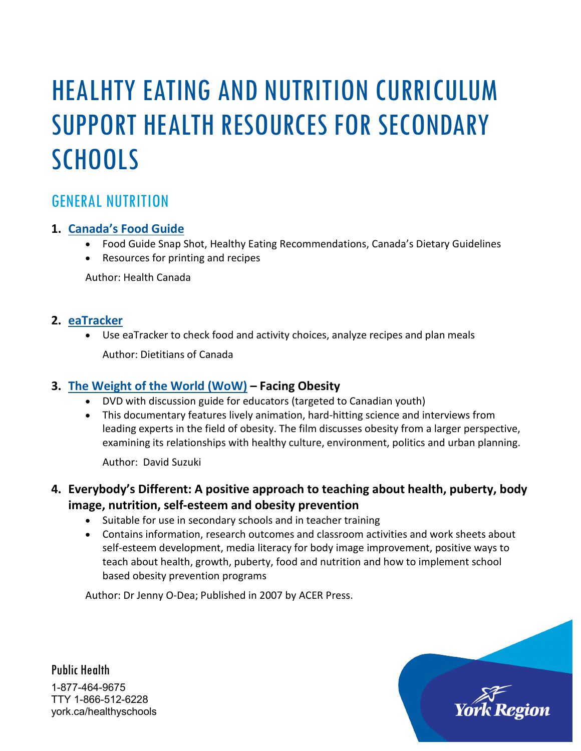# HEALHTY EATING AND NUTRITION CURRICULUM SUPPORT HEALTH RESOURCES FOR SECONDARY SCHOOLS

## GENERAL NUTRITION

### 1. Canada's Food Guide

- Food Guide Snap Shot, Healthy Eating Recommendations, Canada's Dietary Guidelines
- Resources for printing and recipes

Author: Health Canada

### 2. eaTracker

- Use eaTracker to check food and activity choices, analyze recipes and plan meals

  Author: Dietitians of Canada

### 3. The Weight of the World (WoW) – Facing Obesity

- DVD with discussion guide for educators (targeted to Canadian youth)
- This documentary features lively animation, hard-hitting science and interviews from leading experts in the field of obesity. The film discusses obesity from a larger perspective, examining its relationships with healthy culture, environment, politics and urban planning.

  Author: David Suzuki

### 4. Everybody's Different: A positive approach to teaching about health, puberty, body image, nutrition, self-esteem and obesity prevention

- Suitable for use in secondary schools and in teacher training
- Contains information, research outcomes and classroom activities and work sheets about self-esteem development, media literacy for body image improvement, positive ways to teach about health, growth, puberty, food and nutrition and how to implement school based obesity prevention programs

Author: Dr Jenny O-Dea; Published in 2007 by ACER Press.

Public Health
1-877-464-9675
TTY 1-866-512-6228
york.ca/healthyschools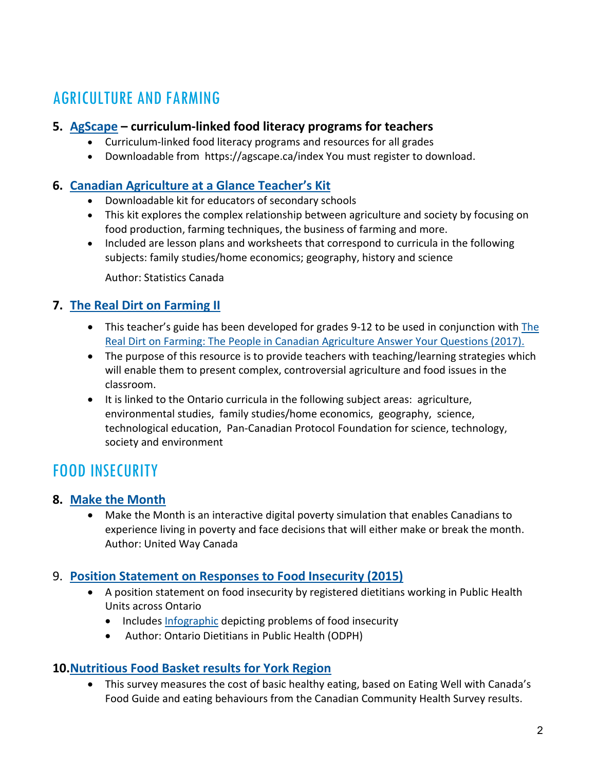## AGRICULTURE AND FARMING

### 5. AgScape – curriculum-linked food literacy programs for teachers

- Curriculum-linked food literacy programs and resources for all grades
- Downloadable from https://agscape.ca/index You must register to download.

### 6. Canadian Agriculture at a Glance Teacher's Kit

- Downloadable kit for educators of secondary schools
- This kit explores the complex relationship between agriculture and society by focusing on food production, farming techniques, the business of farming and more.
- Included are lesson plans and worksheets that correspond to curricula in the following subjects: family studies/home economics; geography, history and science

  Author: Statistics Canada

### 7. The Real Dirt on Farming II

- This teacher's guide has been developed for grades 9-12 to be used in conjunction with The Real Dirt on Farming: The People in Canadian Agriculture Answer Your Questions (2017).
- The purpose of this resource is to provide teachers with teaching/learning strategies which will enable them to present complex, controversial agriculture and food issues in the classroom.
- It is linked to the Ontario curricula in the following subject areas: agriculture, environmental studies, family studies/home economics, geography, science, technological education, Pan-Canadian Protocol Foundation for science, technology, society and environment

## FOOD INSECURITY

### 8. Make the Month

- Make the Month is an interactive digital poverty simulation that enables Canadians to experience living in poverty and face decisions that will either make or break the month. Author: United Way Canada

### 9. Position Statement on Responses to Food Insecurity (2015)

- A position statement on food insecurity by registered dietitians working in Public Health Units across Ontario
  - Includes Infographic depicting problems of food insecurity
  - Author: Ontario Dietitians in Public Health (ODPH)

### 10. Nutritious Food Basket results for York Region

- This survey measures the cost of basic healthy eating, based on Eating Well with Canada's Food Guide and eating behaviours from the Canadian Community Health Survey results.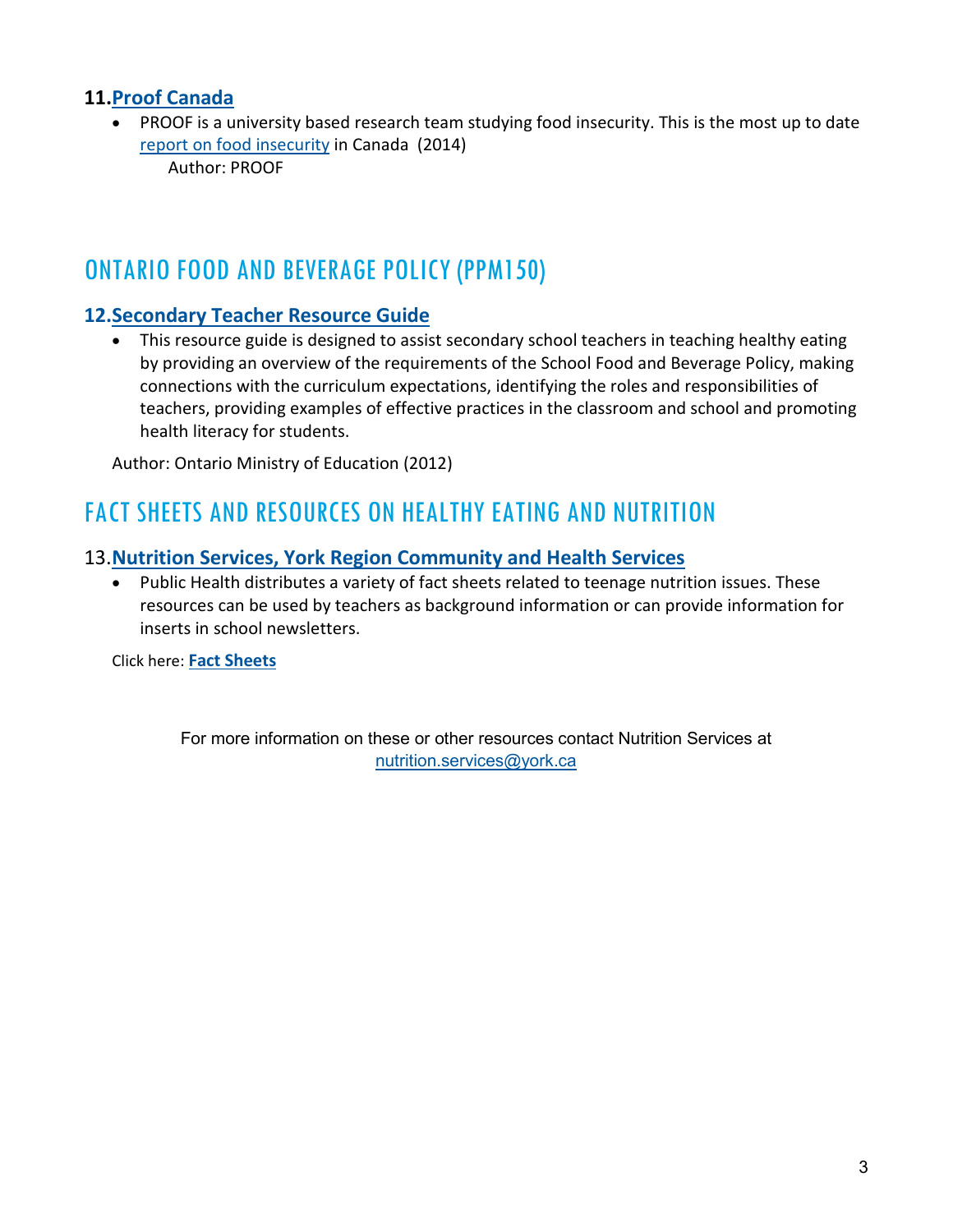**11. Proof Canada**

- PROOF is a university based research team studying food insecurity. This is the most up to date report on food insecurity in Canada (2014)

  Author: PROOF

## ONTARIO FOOD AND BEVERAGE POLICY (PPM150)

### 12. Secondary Teacher Resource Guide

- This resource guide is designed to assist secondary school teachers in teaching healthy eating by providing an overview of the requirements of the School Food and Beverage Policy, making connections with the curriculum expectations, identifying the roles and responsibilities of teachers, providing examples of effective practices in the classroom and school and promoting health literacy for students.

Author: Ontario Ministry of Education (2012)

## FACT SHEETS AND RESOURCES ON HEALTHY EATING AND NUTRITION

### 13. Nutrition Services, York Region Community and Health Services

- Public Health distributes a variety of fact sheets related to teenage nutrition issues. These resources can be used by teachers as background information or can provide information for inserts in school newsletters.

Click here: **Fact Sheets**

For more information on these or other resources contact Nutrition Services at nutrition.services@york.ca